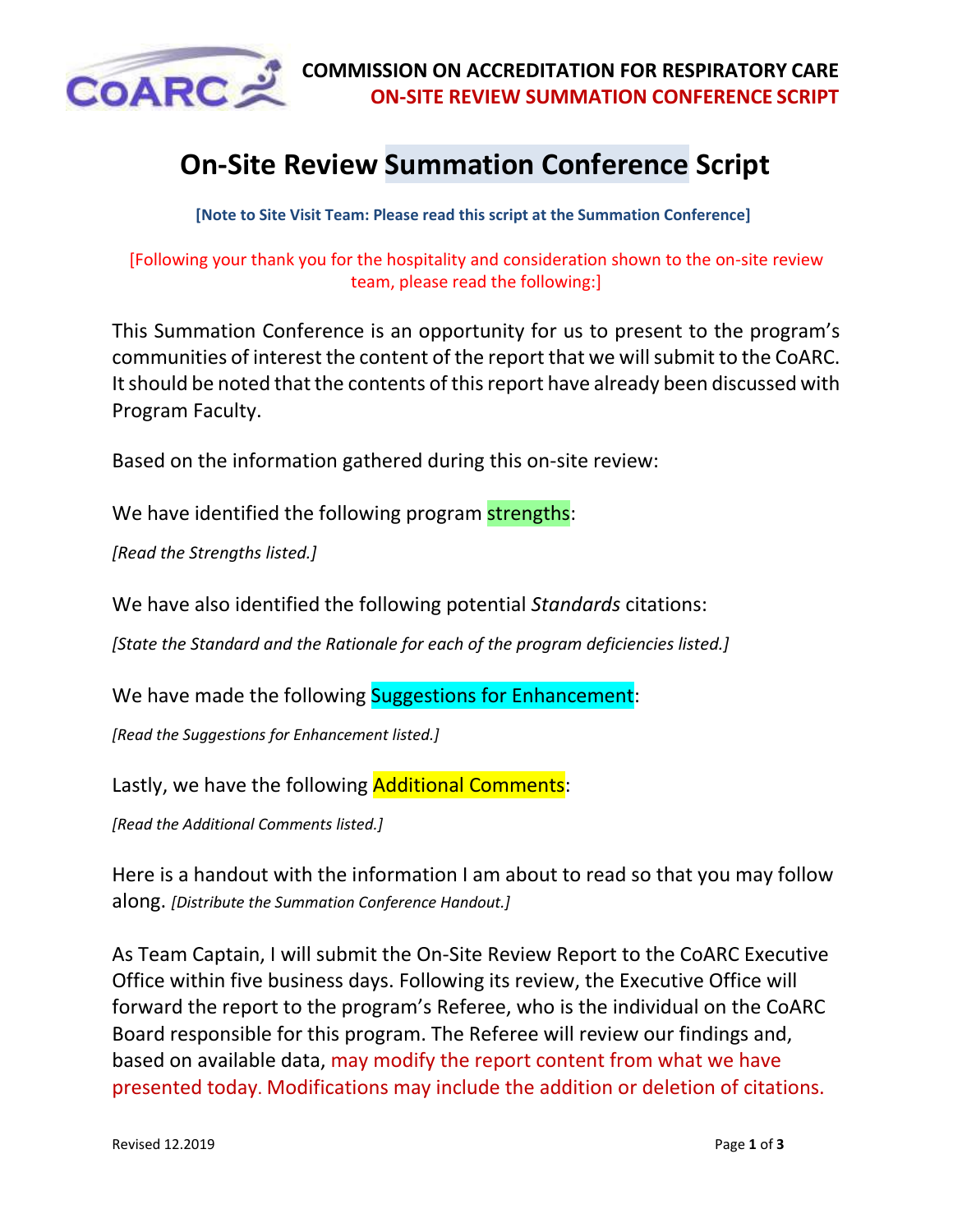# On-Site Review Summation Conference Script

**[Note to Site Visit Team: Please read this script at the Summation Conference]**

[Following your thank you for the hospitality and consideration shown to the on-site review team, please read the following:]

This Summation Conference is an opportunity for us to present to the program's communities of interest the content of the report that we will submit to the CoARC. It should be noted that the contents of this report have already been discussed with Program Faculty.

Based on the information gathered during this on-site review:

We have identified the following program strengths:

*[Read the Strengths listed.]*

We have also identified the following potential *Standards* citations:

*[State the Standard and the Rationale for each of the program deficiencies listed.]*

We have made the following Suggestions for Enhancement:

*[Read the Suggestions for Enhancement listed.]*

Lastly, we have the following Additional Comments:

*[Read the Additional Comments listed.]*

Here is a handout with the information I am about to read so that you may follow along. *[Distribute the Summation Conference Handout.]*

As Team Captain, I will submit the On-Site Review Report to the CoARC Executive Office within five business days. Following its review, the Executive Office will forward the report to the program's Referee, who is the individual on the CoARC Board responsible for this program. The Referee will review our findings and, based on available data, may modify the report content from what we have presented today. Modifications may include the addition or deletion of citations.

Revised 12.2019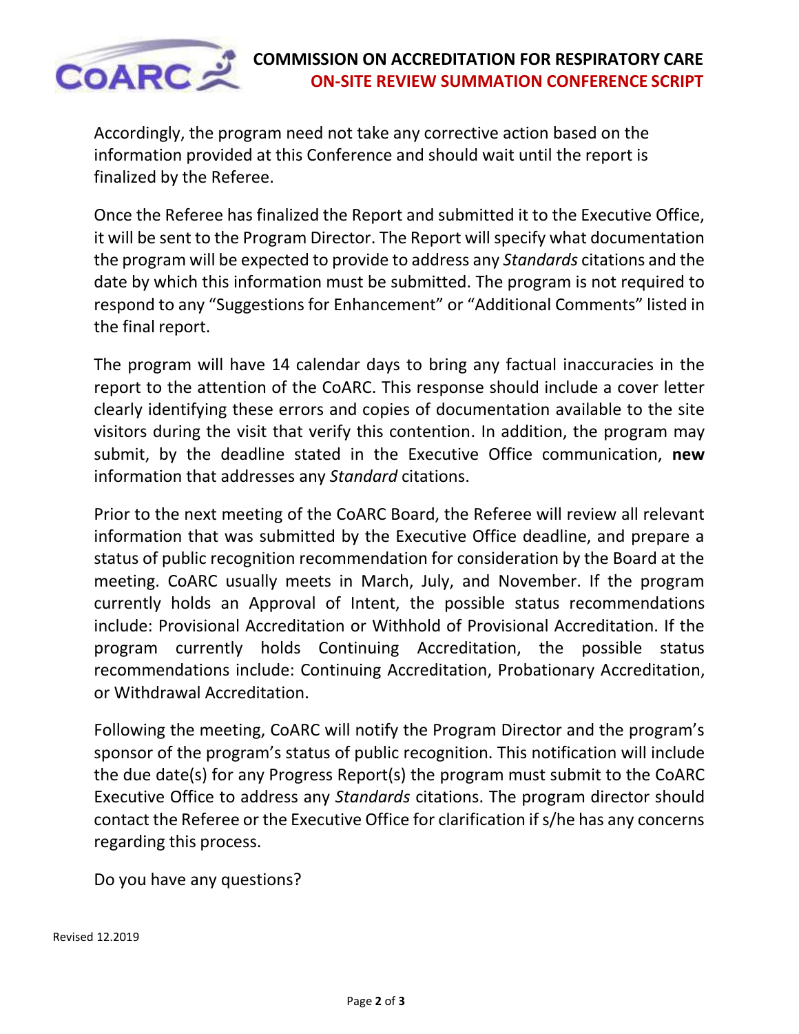Accordingly, the program need not take any corrective action based on the information provided at this Conference and should wait until the report is finalized by the Referee.

Once the Referee has finalized the Report and submitted it to the Executive Office, it will be sent to the Program Director. The Report will specify what documentation the program will be expected to provide to address any *Standards* citations and the date by which this information must be submitted. The program is not required to respond to any "Suggestions for Enhancement" or "Additional Comments" listed in the final report.

The program will have 14 calendar days to bring any factual inaccuracies in the report to the attention of the CoARC. This response should include a cover letter clearly identifying these errors and copies of documentation available to the site visitors during the visit that verify this contention. In addition, the program may submit, by the deadline stated in the Executive Office communication, **new** information that addresses any *Standard* citations.

Prior to the next meeting of the CoARC Board, the Referee will review all relevant information that was submitted by the Executive Office deadline, and prepare a status of public recognition recommendation for consideration by the Board at the meeting. CoARC usually meets in March, July, and November. If the program currently holds an Approval of Intent, the possible status recommendations include: Provisional Accreditation or Withhold of Provisional Accreditation. If the program currently holds Continuing Accreditation, the possible status recommendations include: Continuing Accreditation, Probationary Accreditation, or Withdrawal Accreditation.

Following the meeting, CoARC will notify the Program Director and the program's sponsor of the program's status of public recognition. This notification will include the due date(s) for any Progress Report(s) the program must submit to the CoARC Executive Office to address any *Standards* citations. The program director should contact the Referee or the Executive Office for clarification if s/he has any concerns regarding this process.

Do you have any questions?

Revised 12.2019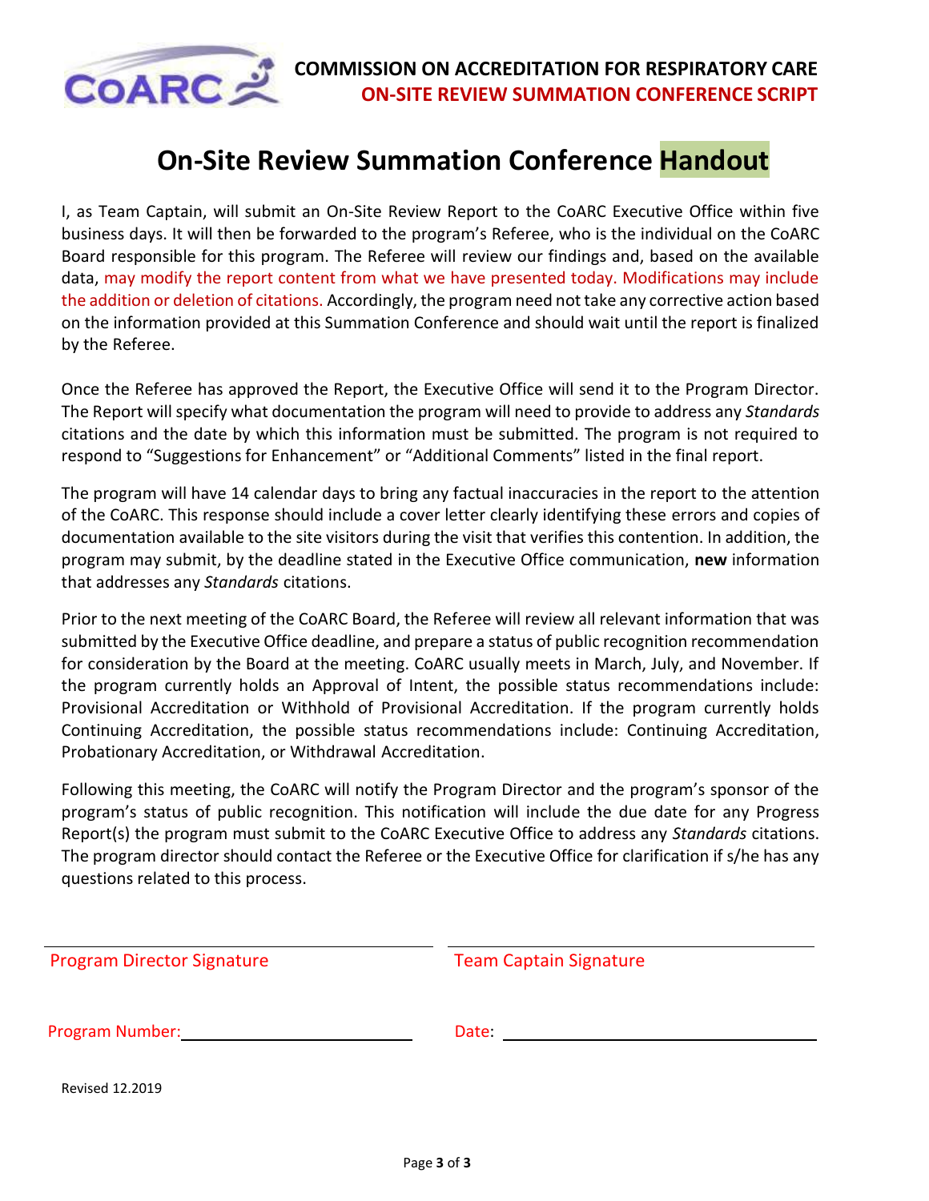# On-Site Review Summation Conference Handout

I, as Team Captain, will submit an On-Site Review Report to the CoARC Executive Office within five business days. It will then be forwarded to the program's Referee, who is the individual on the CoARC Board responsible for this program. The Referee will review our findings and, based on the available data, may modify the report content from what we have presented today. Modifications may include the addition or deletion of citations. Accordingly, the program need not take any corrective action based on the information provided at this Summation Conference and should wait until the report is finalized by the Referee.

Once the Referee has approved the Report, the Executive Office will send it to the Program Director. The Report will specify what documentation the program will need to provide to address any *Standards* citations and the date by which this information must be submitted. The program is not required to respond to "Suggestions for Enhancement" or "Additional Comments" listed in the final report.

The program will have 14 calendar days to bring any factual inaccuracies in the report to the attention of the CoARC. This response should include a cover letter clearly identifying these errors and copies of documentation available to the site visitors during the visit that verifies this contention. In addition, the program may submit, by the deadline stated in the Executive Office communication, **new** information that addresses any *Standards* citations.

Prior to the next meeting of the CoARC Board, the Referee will review all relevant information that was submitted by the Executive Office deadline, and prepare a status of public recognition recommendation for consideration by the Board at the meeting. CoARC usually meets in March, July, and November. If the program currently holds an Approval of Intent, the possible status recommendations include: Provisional Accreditation or Withhold of Provisional Accreditation. If the program currently holds Continuing Accreditation, the possible status recommendations include: Continuing Accreditation, Probationary Accreditation, or Withdrawal Accreditation.

Following this meeting, the CoARC will notify the Program Director and the program's sponsor of the program's status of public recognition. This notification will include the due date for any Progress Report(s) the program must submit to the CoARC Executive Office to address any *Standards* citations. The program director should contact the Referee or the Executive Office for clarification if s/he has any questions related to this process.

Program Director Signature ____________________

Team Captain Signature ____________________

Program Number: ____________________

Date: ____________________

Revised 12.2019